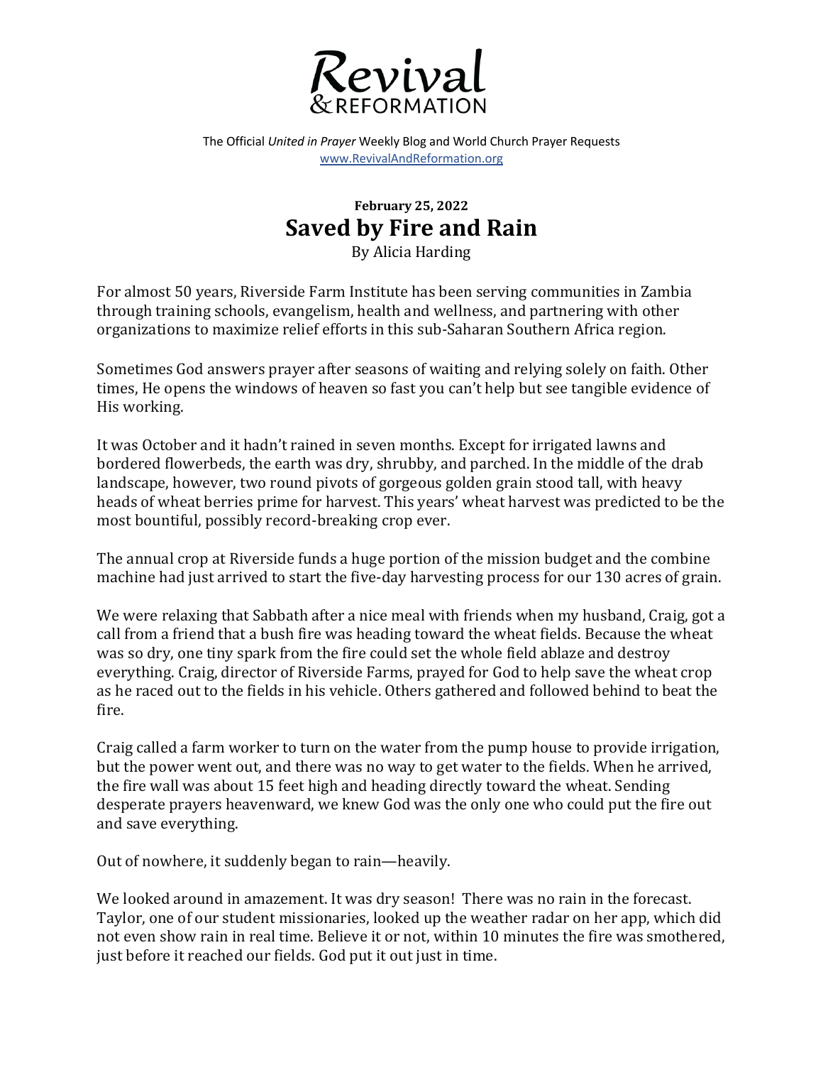# Revival & REFORMATION

The Official *United in Prayer* Weekly Blog and World Church Prayer Requests
www.RevivalAndReformation.org

**February 25, 2022**

## Saved by Fire and Rain

By Alicia Harding

For almost 50 years, Riverside Farm Institute has been serving communities in Zambia through training schools, evangelism, health and wellness, and partnering with other organizations to maximize relief efforts in this sub-Saharan Southern Africa region.

Sometimes God answers prayer after seasons of waiting and relying solely on faith. Other times, He opens the windows of heaven so fast you can't help but see tangible evidence of His working.

It was October and it hadn't rained in seven months. Except for irrigated lawns and bordered flowerbeds, the earth was dry, shrubby, and parched. In the middle of the drab landscape, however, two round pivots of gorgeous golden grain stood tall, with heavy heads of wheat berries prime for harvest. This years' wheat harvest was predicted to be the most bountiful, possibly record-breaking crop ever.

The annual crop at Riverside funds a huge portion of the mission budget and the combine machine had just arrived to start the five-day harvesting process for our 130 acres of grain.

We were relaxing that Sabbath after a nice meal with friends when my husband, Craig, got a call from a friend that a bush fire was heading toward the wheat fields. Because the wheat was so dry, one tiny spark from the fire could set the whole field ablaze and destroy everything. Craig, director of Riverside Farms, prayed for God to help save the wheat crop as he raced out to the fields in his vehicle. Others gathered and followed behind to beat the fire.

Craig called a farm worker to turn on the water from the pump house to provide irrigation, but the power went out, and there was no way to get water to the fields. When he arrived, the fire wall was about 15 feet high and heading directly toward the wheat. Sending desperate prayers heavenward, we knew God was the only one who could put the fire out and save everything.

Out of nowhere, it suddenly began to rain—heavily.

We looked around in amazement. It was dry season! There was no rain in the forecast. Taylor, one of our student missionaries, looked up the weather radar on her app, which did not even show rain in real time. Believe it or not, within 10 minutes the fire was smothered, just before it reached our fields. God put it out just in time.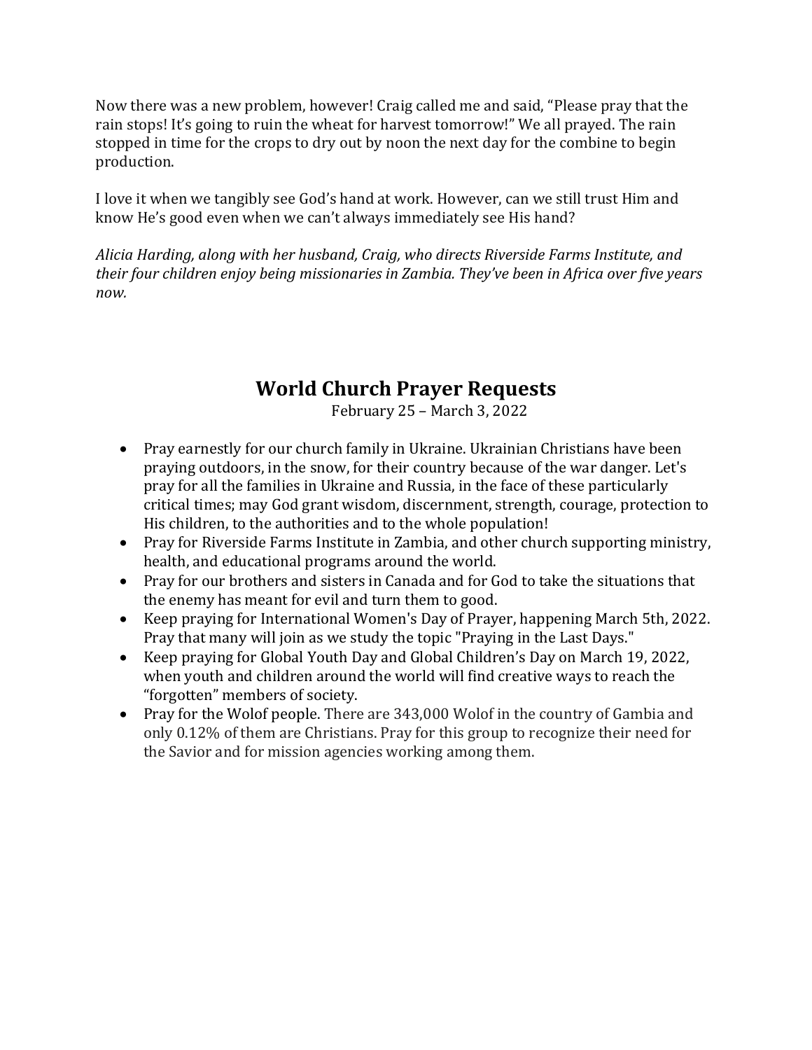Now there was a new problem, however! Craig called me and said, "Please pray that the rain stops! It's going to ruin the wheat for harvest tomorrow!" We all prayed. The rain stopped in time for the crops to dry out by noon the next day for the combine to begin production.

I love it when we tangibly see God's hand at work. However, can we still trust Him and know He's good even when we can't always immediately see His hand?

*Alicia Harding, along with her husband, Craig, who directs Riverside Farms Institute, and their four children enjoy being missionaries in Zambia. They've been in Africa over five years now.*

## World Church Prayer Requests

February 25 – March 3, 2022

- Pray earnestly for our church family in Ukraine. Ukrainian Christians have been praying outdoors, in the snow, for their country because of the war danger. Let's pray for all the families in Ukraine and Russia, in the face of these particularly critical times; may God grant wisdom, discernment, strength, courage, protection to His children, to the authorities and to the whole population!
- Pray for Riverside Farms Institute in Zambia, and other church supporting ministry, health, and educational programs around the world.
- Pray for our brothers and sisters in Canada and for God to take the situations that the enemy has meant for evil and turn them to good.
- Keep praying for International Women's Day of Prayer, happening March 5th, 2022. Pray that many will join as we study the topic "Praying in the Last Days."
- Keep praying for Global Youth Day and Global Children's Day on March 19, 2022, when youth and children around the world will find creative ways to reach the "forgotten" members of society.
- Pray for the Wolof people. There are 343,000 Wolof in the country of Gambia and only 0.12% of them are Christians. Pray for this group to recognize their need for the Savior and for mission agencies working among them.